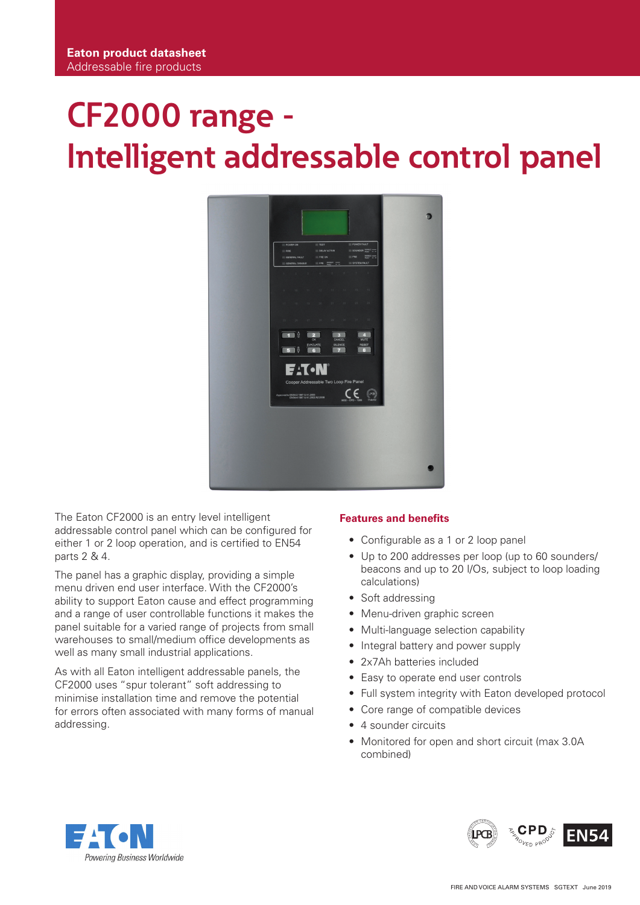**Eaton product datasheet**
Addressable fire products

# CF2000 range - Intelligent addressable control panel

The Eaton CF2000 is an entry level intelligent addressable control panel which can be configured for either 1 or 2 loop operation, and is certified to EN54 parts 2 & 4.

The panel has a graphic display, providing a simple menu driven end user interface. With the CF2000's ability to support Eaton cause and effect programming and a range of user controllable functions it makes the panel suitable for a varied range of projects from small warehouses to small/medium office developments as well as many small industrial applications.

As with all Eaton intelligent addressable panels, the CF2000 uses "spur tolerant" soft addressing to minimise installation time and remove the potential for errors often associated with many forms of manual addressing.

## Features and benefits

- Configurable as a 1 or 2 loop panel
- Up to 200 addresses per loop (up to 60 sounders/ beacons and up to 20 I/Os, subject to loop loading calculations)
- Soft addressing
- Menu-driven graphic screen
- Multi-language selection capability
- Integral battery and power supply
- 2x7Ah batteries included
- Easy to operate end user controls
- Full system integrity with Eaton developed protocol
- Core range of compatible devices
- 4 sounder circuits
- Monitored for open and short circuit (max 3.0A combined)

Powering Business Worldwide

LPCB | CPD APPROVED PRODUCT | EN54

FIRE AND VOICE ALARM SYSTEMS SGTEXT June 2019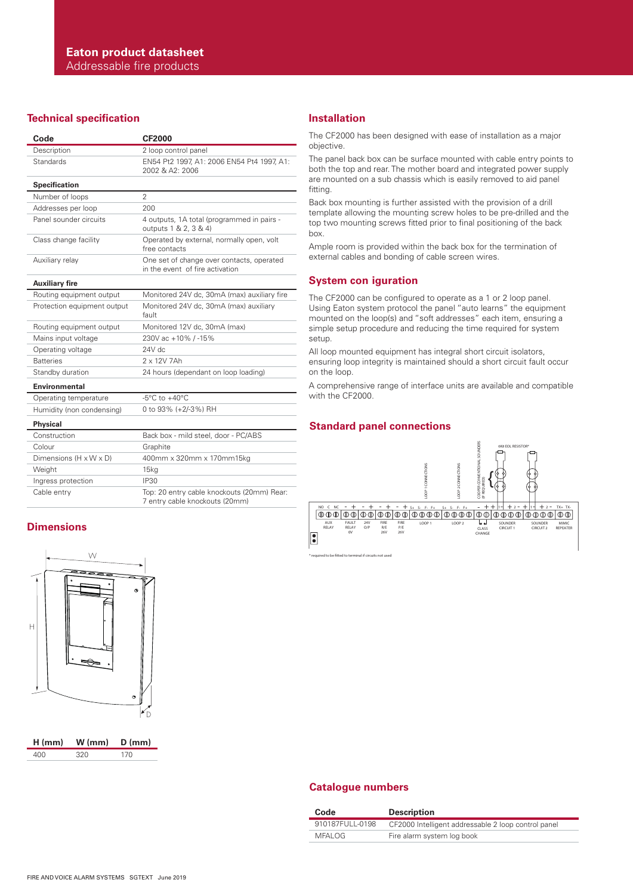# Eaton product datasheet
Addressable fire products

## Technical specification

| Code | CF2000 |
|---|---|
| Description | 2 loop control panel |
| Standards | EN54 Pt2 1997, A1: 2006 EN54 Pt4 1997, A1: 2002 & A2: 2006 |
| **Specification** | |
| Number of loops | 2 |
| Addresses per loop | 200 |
| Panel sounder circuits | 4 outputs, 1A total (programmed in pairs - outputs 1 & 2, 3 & 4) |
| Class change facility | Operated by external, normally open, volt free contacts |
| Auxiliary relay | One set of change over contacts, operated in the event of fire activation |
| **Auxiliary fire** | |
| Routing equipment output | Monitored 24V dc, 30mA (max) auxiliary fire |
| Protection equipment output | Monitored 24V dc, 30mA (max) auxiliary fault |
| Routing equipment output | Monitored 12V dc, 30mA (max) |
| Mains input voltage | 230V ac +10% / -15% |
| Operating voltage | 24V dc |
| Batteries | 2 x 12V 7Ah |
| Standby duration | 24 hours (dependant on loop loading) |
| **Environmental** | |
| Operating temperature | -5°C to +40°C |
| Humidity (non condensing) | 0 to 93% (+2/-3%) RH |
| **Physical** | |
| Construction | Back box - mild steel, door - PC/ABS |
| Colour | Graphite |
| Dimensions (H x W x D) | 400mm x 320mm x 170mm15kg |
| Weight | 15kg |
| Ingress protection | IP30 |
| Cable entry | Top: 20 entry cable knockouts (20mm) Rear: 7 entry cable knockouts (20mm) |

## Dimensions

W

H

D

| H (mm) | W (mm) | D (mm) |
|---|---|---|
| 400 | 320 | 170 |

## Installation

The CF2000 has been designed with ease of installation as a major objective.

The panel back box can be surface mounted with cable entry points to both the top and rear. The mother board and integrated power supply are mounted on a sub chassis which is easily removed to aid panel fitting.

Back box mounting is further assisted with the provision of a drill template allowing the mounting screw holes to be pre-drilled and the top two mounting screws fitted prior to final positioning of the back box.

Ample room is provided within the back box for the termination of external cables and bonding of cable screen wires.

## System con iguration

The CF2000 can be configured to operate as a 1 or 2 loop panel. Using Eaton system protocol the panel "auto learns" the equipment mounted on the loop(s) and "soft addresses" each item, ensuring a simple setup procedure and reducing the time required for system setup.

All loop mounted equipment has integral short circuit isolators, ensuring loop integrity is maintained should a short circuit fault occur on the loop.

A comprehensive range of interface units are available and compatible with the CF2000.

## Standard panel connections

6K8 EOL RESISTOR*

LOOP 1 CONNECTIONS

LOOP 2 CONNECTIONS

COOPER CONVENTIONAL SOUNDERS (IF REQUIRED)

NO C NC - + - + - + - + S+ S- F- F+ S+ S- F- F+ - + + 1- + 2 - + 1- + 2 - TX+ TX-

AUX RELAY

FAULT RELAY 0V

24V O/P

FIRE R/E 24V

FIRE P/E 24V

LOOP 1

LOOP 2

CLASS CHANGE

SOUNDER CIRCUIT 1

SOUNDER CIRCUIT 2

MIMIC REPEATER

\* required to be fitted to terminal if circuits not used

## Catalogue numbers

| Code | Description |
|---|---|
| 910187FULL-0198 | CF2000 Intelligent addressable 2 loop control panel |
| MFALOG | Fire alarm system log book |

FIRE AND VOICE ALARM SYSTEMS SGTEXT June 2019